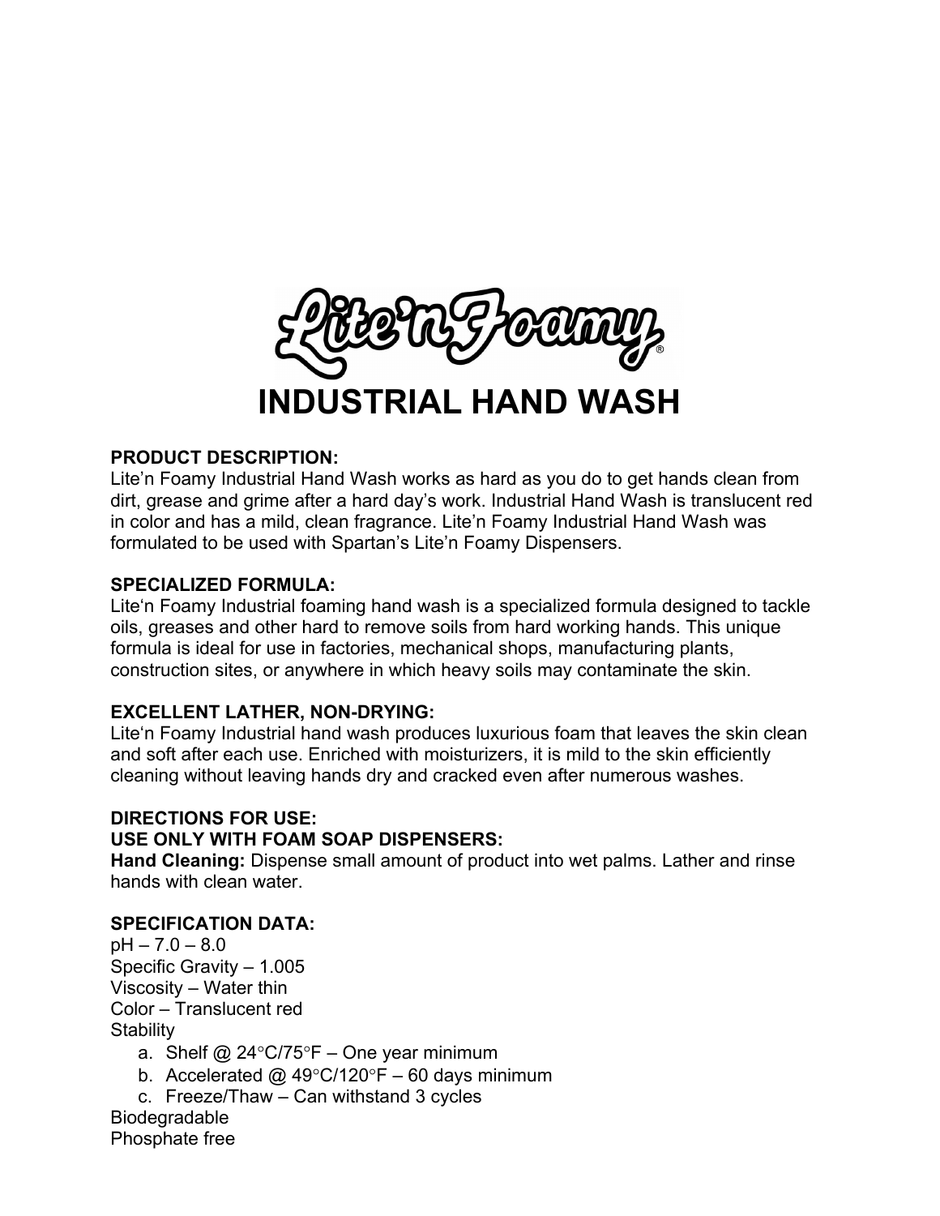# Lite'n Foamy®

# INDUSTRIAL HAND WASH

**PRODUCT DESCRIPTION:**
Lite'n Foamy Industrial Hand Wash works as hard as you do to get hands clean from dirt, grease and grime after a hard day's work. Industrial Hand Wash is translucent red in color and has a mild, clean fragrance. Lite'n Foamy Industrial Hand Wash was formulated to be used with Spartan's Lite'n Foamy Dispensers.

**SPECIALIZED FORMULA:**
Lite'n Foamy Industrial foaming hand wash is a specialized formula designed to tackle oils, greases and other hard to remove soils from hard working hands. This unique formula is ideal for use in factories, mechanical shops, manufacturing plants, construction sites, or anywhere in which heavy soils may contaminate the skin.

**EXCELLENT LATHER, NON-DRYING:**
Lite'n Foamy Industrial hand wash produces luxurious foam that leaves the skin clean and soft after each use. Enriched with moisturizers, it is mild to the skin efficiently cleaning without leaving hands dry and cracked even after numerous washes.

**DIRECTIONS FOR USE:**
**USE ONLY WITH FOAM SOAP DISPENSERS:**
**Hand Cleaning:** Dispense small amount of product into wet palms. Lather and rinse hands with clean water.

**SPECIFICATION DATA:**
pH – 7.0 – 8.0
Specific Gravity – 1.005
Viscosity – Water thin
Color – Translucent red
Stability

a. Shelf @ 24°C/75°F – One year minimum
b. Accelerated @ 49°C/120°F – 60 days minimum
c. Freeze/Thaw – Can withstand 3 cycles

Biodegradable
Phosphate free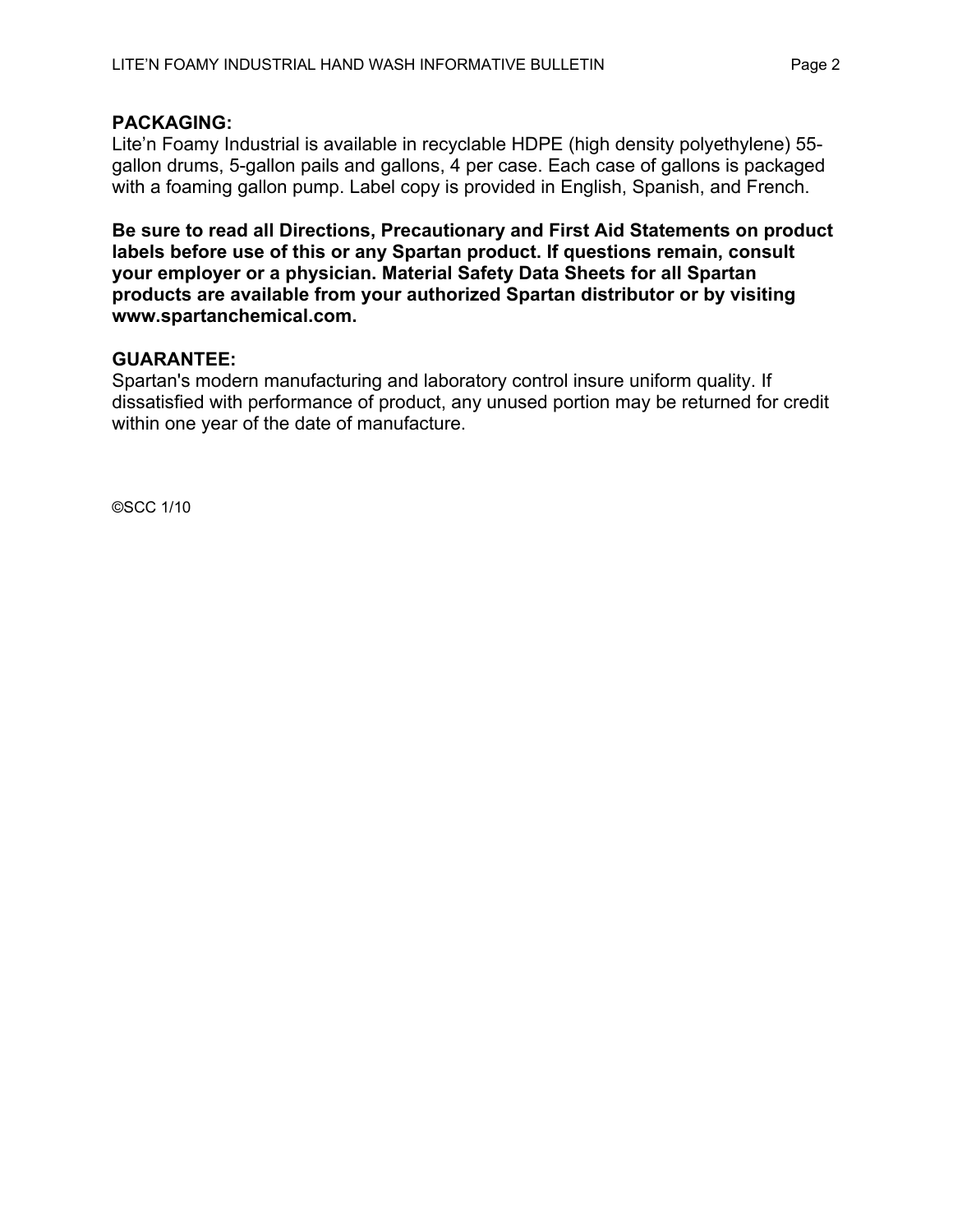**PACKAGING:**
Lite'n Foamy Industrial is available in recyclable HDPE (high density polyethylene) 55-gallon drums, 5-gallon pails and gallons, 4 per case. Each case of gallons is packaged with a foaming gallon pump. Label copy is provided in English, Spanish, and French.

**Be sure to read all Directions, Precautionary and First Aid Statements on product labels before use of this or any Spartan product. If questions remain, consult your employer or a physician. Material Safety Data Sheets for all Spartan products are available from your authorized Spartan distributor or by visiting www.spartanchemical.com.**

**GUARANTEE:**
Spartan's modern manufacturing and laboratory control insure uniform quality. If dissatisfied with performance of product, any unused portion may be returned for credit within one year of the date of manufacture.

©SCC 1/10